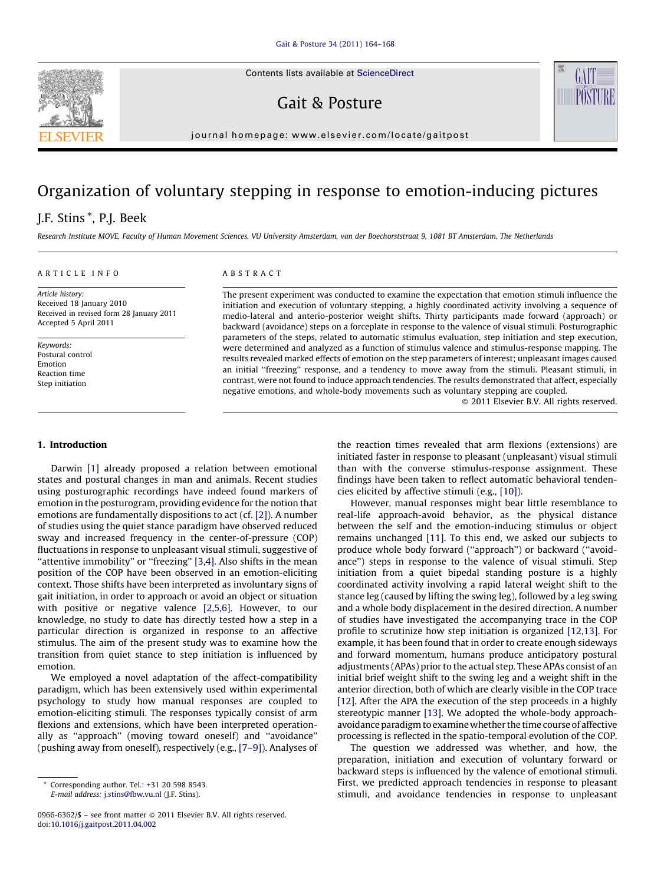# Organization of voluntary stepping in response to emotion-inducing pictures

J.F. Stins *, P.J. Beek

*Research Institute MOVE, Faculty of Human Movement Sciences, VU University Amsterdam, van der Boechorststraat 9, 1081 BT Amsterdam, The Netherlands*

ARTICLE INFO

*Article history:*
Received 18 January 2010
Received in revised form 28 January 2011
Accepted 5 April 2011

*Keywords:*
Postural control
Emotion
Reaction time
Step initiation

ABSTRACT

The present experiment was conducted to examine the expectation that emotion stimuli influence the initiation and execution of voluntary stepping, a highly coordinated activity involving a sequence of medio-lateral and anterio-posterior weight shifts. Thirty participants made forward (approach) or backward (avoidance) steps on a forceplate in response to the valence of visual stimuli. Posturographic parameters of the steps, related to automatic stimulus evaluation, step initiation and step execution, were determined and analyzed as a function of stimulus valence and stimulus-response mapping. The results revealed marked effects of emotion on the step parameters of interest; unpleasant images caused an initial "freezing" response, and a tendency to move away from the stimuli. Pleasant stimuli, in contrast, were not found to induce approach tendencies. The results demonstrated that affect, especially negative emotions, and whole-body movements such as voluntary stepping are coupled.

© 2011 Elsevier B.V. All rights reserved.

## 1. Introduction

Darwin [1] already proposed a relation between emotional states and postural changes in man and animals. Recent studies using posturographic recordings have indeed found markers of emotion in the posturogram, providing evidence for the notion that emotions are fundamentally dispositions to act (cf. [2]). A number of studies using the quiet stance paradigm have observed reduced sway and increased frequency in the center-of-pressure (COP) fluctuations in response to unpleasant visual stimuli, suggestive of "attentive immobility" or "freezing" [3,4]. Also shifts in the mean position of the COP have been observed in an emotion-eliciting context. Those shifts have been interpreted as involuntary signs of gait initiation, in order to approach or avoid an object or situation with positive or negative valence [2,5,6]. However, to our knowledge, no study to date has directly tested how a step in a particular direction is organized in response to an affective stimulus. The aim of the present study was to examine how the transition from quiet stance to step initiation is influenced by emotion.

We employed a novel adaptation of the affect-compatibility paradigm, which has been extensively used within experimental psychology to study how manual responses are coupled to emotion-eliciting stimuli. The responses typically consist of arm flexions and extensions, which have been interpreted operationally as "approach" (moving toward oneself) and "avoidance" (pushing away from oneself), respectively (e.g., [7–9]). Analyses of the reaction times revealed that arm flexions (extensions) are initiated faster in response to pleasant (unpleasant) visual stimuli than with the converse stimulus-response assignment. These findings have been taken to reflect automatic behavioral tendencies elicited by affective stimuli (e.g., [10]).

However, manual responses might bear little resemblance to real-life approach-avoid behavior, as the physical distance between the self and the emotion-inducing stimulus or object remains unchanged [11]. To this end, we asked our subjects to produce whole body forward ("approach") or backward ("avoidance") steps in response to the valence of visual stimuli. Step initiation from a quiet bipedal standing posture is a highly coordinated activity involving a rapid lateral weight shift to the stance leg (caused by lifting the swing leg), followed by a leg swing and a whole body displacement in the desired direction. A number of studies have investigated the accompanying trace in the COP profile to scrutinize how step initiation is organized [12,13]. For example, it has been found that in order to create enough sideways and forward momentum, humans produce anticipatory postural adjustments (APAs) prior to the actual step. These APAs consist of an initial brief weight shift to the swing leg and a weight shift in the anterior direction, both of which are clearly visible in the COP trace [12]. After the APA the execution of the step proceeds in a highly stereotypic manner [13]. We adopted the whole-body approach-avoidance paradigm to examine whether the time course of affective processing is reflected in the spatio-temporal evolution of the COP.

The question we addressed was whether, and how, the preparation, initiation and execution of voluntary forward or backward steps is influenced by the valence of emotional stimuli. First, we predicted approach tendencies in response to pleasant stimuli, and avoidance tendencies in response to unpleasant

* Corresponding author. Tel.: +31 20 598 8543.
E-mail address: j.stins@fbw.vu.nl (J.F. Stins).

0966-6362/$ – see front matter © 2011 Elsevier B.V. All rights reserved.
doi:10.1016/j.gaitpost.2011.04.002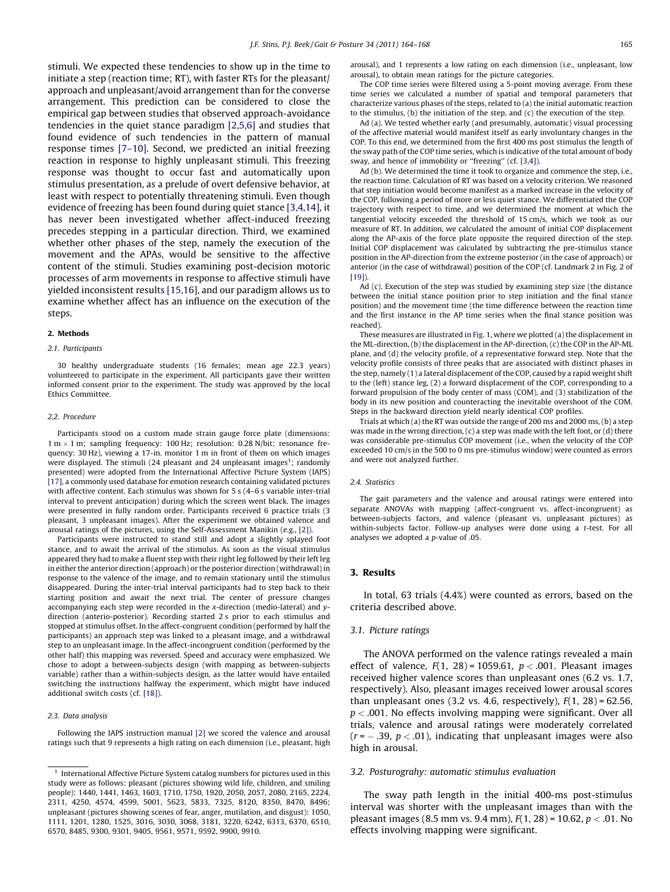stimuli. We expected these tendencies to show up in the time to initiate a step (reaction time; RT), with faster RTs for the pleasant/approach and unpleasant/avoid arrangement than for the converse arrangement. This prediction can be considered to close the empirical gap between studies that observed approach-avoidance tendencies in the quiet stance paradigm [2,5,6] and studies that found evidence of such tendencies in the pattern of manual response times [7–10]. Second, we predicted an initial freezing reaction in response to highly unpleasant stimuli. This freezing response was thought to occur fast and automatically upon stimulus presentation, as a prelude of overt defensive behavior, at least with respect to potentially threatening stimuli. Even though evidence of freezing has been found during quiet stance [3,4,14], it has never been investigated whether affect-induced freezing precedes stepping in a particular direction. Third, we examined whether other phases of the step, namely the execution of the movement and the APAs, would be sensitive to the affective content of the stimuli. Studies examining post-decision motoric processes of arm movements in response to affective stimuli have yielded inconsistent results [15,16], and our paradigm allows us to examine whether affect has an influence on the execution of the steps.

## 2. Methods

### 2.1. Participants

30 healthy undergraduate students (16 females; mean age 22.3 years) volunteered to participate in the experiment. All participants gave their written informed consent prior to the experiment. The study was approved by the local Ethics Committee.

### 2.2. Procedure

Participants stood on a custom made strain gauge force plate (dimensions: 1 m × 1 m; sampling frequency: 100 Hz; resolution: 0.28 N/bit; resonance frequency: 30 Hz), viewing a 17-in. monitor 1 m in front of them on which images were displayed. The stimuli (24 pleasant and 24 unpleasant images[1]; randomly presented) were adopted from the International Affective Picture System (IAPS) [17], a commonly used database for emotion research containing validated pictures with affective content. Each stimulus was shown for 5 s (4–6 s variable inter-trial interval to prevent anticipation) during which the screen went black. The images were presented in fully random order. Participants received 6 practice trials (3 pleasant, 3 unpleasant images). After the experiment we obtained valence and arousal ratings of the pictures, using the Self-Assessment Manikin (e.g., [2]).

Participants were instructed to stand still and adopt a slightly splayed foot stance, and to await the arrival of the stimulus. As soon as the visual stimulus appeared they had to make a fluent step with their right leg followed by their left leg in either the anterior direction (approach) or the posterior direction (withdrawal) in response to the valence of the image, and to remain stationary until the stimulus disappeared. During the inter-trial interval participants had to step back to their starting position and await the next trial. The center of pressure changes accompanying each step were recorded in the x-direction (medio-lateral) and y-direction (anterio-posterior). Recording started 2 s prior to each stimulus and stopped at stimulus offset. In the affect-congruent condition (performed by half the participants) an approach step was linked to a pleasant image, and a withdrawal step to an unpleasant image. In the affect-incongruent condition (performed by the other half) this mapping was reversed. Speed and accuracy were emphasized. We chose to adopt a between-subjects design (with mapping as between-subjects variable) rather than a within-subjects design, as the latter would have entailed switching the instructions halfway the experiment, which might have induced additional switch costs (cf. [18]).

### 2.3. Data analysis

Following the IAPS instruction manual [2] we scored the valence and arousal ratings such that 9 represents a high rating on each dimension (i.e., pleasant, high arousal), and 1 represents a low rating on each dimension (i.e., unpleasant, low arousal), to obtain mean ratings for the picture categories.

The COP time series were filtered using a 5-point moving average. From these time series we calculated a number of spatial and temporal parameters that characterize various phases of the steps, related to (a) the initial automatic reaction to the stimulus, (b) the initiation of the step, and (c) the execution of the step.

Ad (a). We tested whether early (and presumably, automatic) visual processing of the affective material would manifest itself as early involuntary changes in the COP. To this end, we determined from the first 400 ms post stimulus the length of the sway path of the COP time series, which is indicative of the total amount of body sway, and hence of immobility or "freezing" (cf. [3,4]).

Ad (b). We determined the time it took to organize and commence the step, i.e., the reaction time. Calculation of RT was based on a velocity criterion. We reasoned that step initiation would become manifest as a marked increase in the velocity of the COP, following a period of more or less quiet stance. We differentiated the COP trajectory with respect to time, and we determined the moment at which the tangential velocity exceeded the threshold of 15 cm/s, which we took as our measure of RT. In addition, we calculated the amount of initial COP displacement along the AP-axis of the force plate opposite the required direction of the step. Initial COP displacement was calculated by subtracting the pre-stimulus stance position in the AP-direction from the extreme posterior (in the case of approach) or anterior (in the case of withdrawal) position of the COP (cf. Landmark 2 in Fig. 2 of [19]).

Ad (c). Execution of the step was studied by examining step size (the distance between the initial stance position prior to step initiation and the final stance position) and the movement time (the time difference between the reaction time and the first instance in the AP time series when the final stance position was reached).

These measures are illustrated in Fig. 1, where we plotted (a) the displacement in the ML-direction, (b) the displacement in the AP-direction, (c) the COP in the AP-ML plane, and (d) the velocity profile, of a representative forward step. Note that the velocity profile consists of three peaks that are associated with distinct phases in the step, namely (1) a lateral displacement of the COP, caused by a rapid weight shift to the (left) stance leg, (2) a forward displacement of the COP, corresponding to a forward propulsion of the body center of mass (COM), and (3) stabilization of the body in its new position and counteracting the inevitable overshoot of the COM. Steps in the backward direction yield nearly identical COP profiles.

Trials at which (a) the RT was outside the range of 200 ms and 2000 ms, (b) a step was made in the wrong direction, (c) a step was made with the left foot, or (d) there was considerable pre-stimulus COP movement (i.e., when the velocity of the COP exceeded 10 cm/s in the 500 to 0 ms pre-stimulus window) were counted as errors and were not analyzed further.

### 2.4. Statistics

The gait parameters and the valence and arousal ratings were entered into separate ANOVAs with mapping (affect-congruent vs. affect-incongruent) as between-subjects factors, and valence (pleasant vs. unpleasant pictures) as within-subjects factor. Follow-up analyses were done using a t-test. For all analyses we adopted a p-value of .05.

## 3. Results

In total, 63 trials (4.4%) were counted as errors, based on the criteria described above.

### 3.1. Picture ratings

The ANOVA performed on the valence ratings revealed a main effect of valence, $F(1, 28) = 1059.61$, $p < .001$. Pleasant images received higher valence scores than unpleasant ones (6.2 vs. 1.7, respectively). Also, pleasant images received lower arousal scores than unpleasant ones (3.2 vs. 4.6, respectively), $F(1, 28) = 62.56$, $p < .001$. No effects involving mapping were significant. Over all trials, valence and arousal ratings were moderately correlated ($r = -.39$, $p < .01$), indicating that unpleasant images were also high in arousal.

### 3.2. Posturograhy: automatic stimulus evaluation

The sway path length in the initial 400-ms post-stimulus interval was shorter with the unpleasant images than with the pleasant images (8.5 mm vs. 9.4 mm), $F(1, 28) = 10.62$, $p < .01$. No effects involving mapping were significant.

[1] International Affective Picture System catalog numbers for pictures used in this study were as follows: pleasant (pictures showing wild life, children, and smiling people): 1440, 1441, 1463, 1603, 1710, 1750, 1920, 2050, 2057, 2080, 2165, 2224, 2311, 4250, 4574, 4599, 5001, 5623, 5833, 7325, 8120, 8350, 8470, 8496; unpleasant (pictures showing scenes of fear, anger, mutilation, and disgust): 1050, 1111, 1201, 1280, 1525, 3016, 3030, 3068, 3181, 3220, 6242, 6313, 6370, 6510, 6570, 8485, 9300, 9301, 9405, 9561, 9571, 9592, 9900, 9910.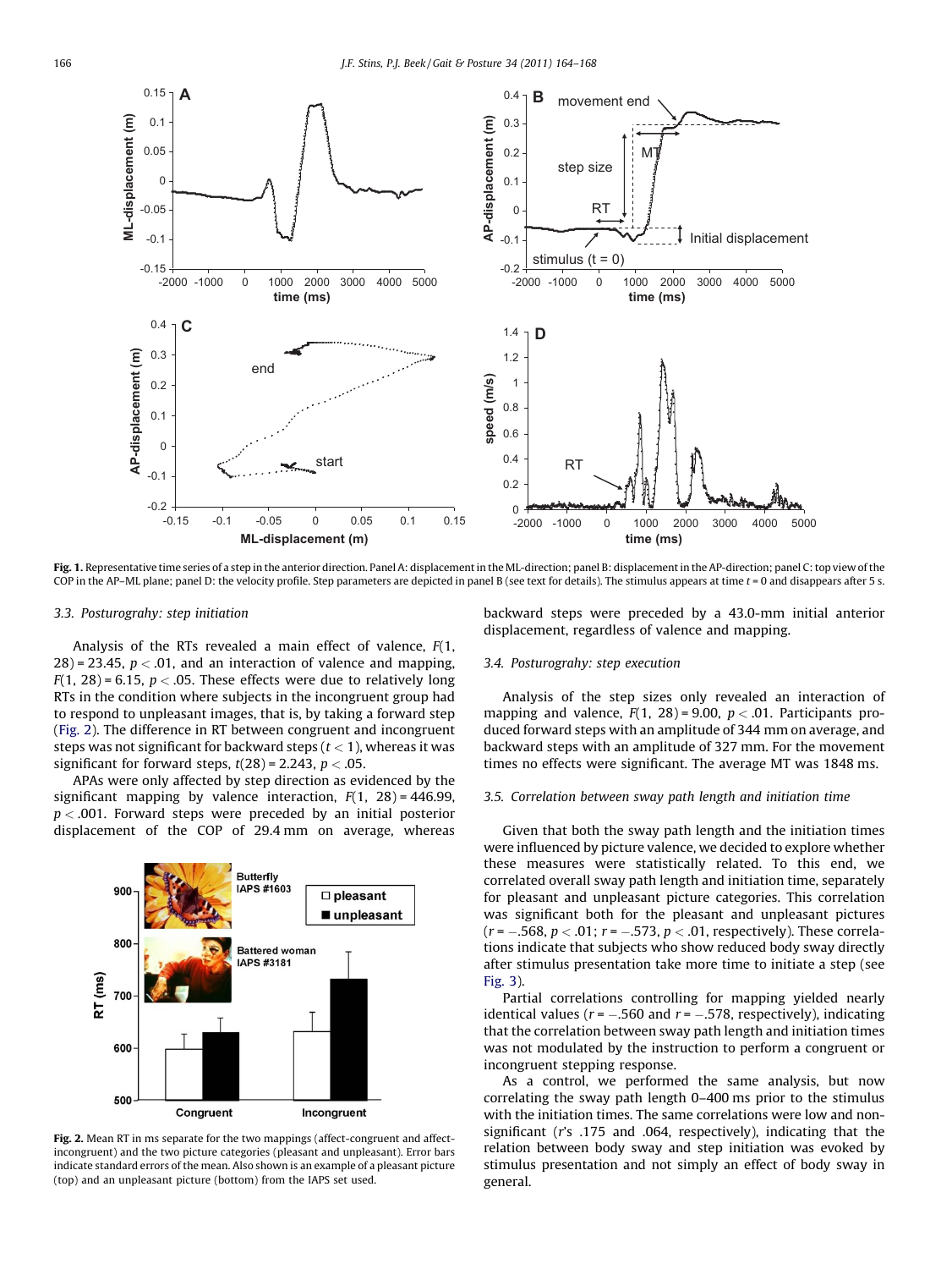Fig. 1. Representative time series of a step in the anterior direction. Panel A: displacement in the ML-direction; panel B: displacement in the AP-direction; panel C: top view of the COP in the AP–ML plane; panel D: the velocity profile. Step parameters are depicted in panel B (see text for details). The stimulus appears at time $t = 0$ and disappears after 5 s.

### 3.3. Posturograhy: step initiation

Analysis of the RTs revealed a main effect of valence, $F(1, 28) = 23.45$, $p < .01$, and an interaction of valence and mapping, $F(1, 28) = 6.15$, $p < .05$. These effects were due to relatively long RTs in the condition where subjects in the incongruent group had to respond to unpleasant images, that is, by taking a forward step (Fig. 2). The difference in RT between congruent and incongruent steps was not significant for backward steps ($t < 1$), whereas it was significant for forward steps, $t(28) = 2.243$, $p < .05$.

APAs were only affected by step direction as evidenced by the significant mapping by valence interaction, $F(1, 28) = 446.99$, $p < .001$. Forward steps were preceded by an initial posterior displacement of the COP of 29.4 mm on average, whereas backward steps were preceded by a 43.0-mm initial anterior displacement, regardless of valence and mapping.

Fig. 2. Mean RT in ms separate for the two mappings (affect-congruent and affect-incongruent) and the two picture categories (pleasant and unpleasant). Error bars indicate standard errors of the mean. Also shown is an example of a pleasant picture (top) and an unpleasant picture (bottom) from the IAPS set used.

### 3.4. Posturograhy: step execution

Analysis of the step sizes only revealed an interaction of mapping and valence, $F(1, 28) = 9.00$, $p < .01$. Participants produced forward steps with an amplitude of 344 mm on average, and backward steps with an amplitude of 327 mm. For the movement times no effects were significant. The average MT was 1848 ms.

### 3.5. Correlation between sway path length and initiation time

Given that both the sway path length and the initiation times were influenced by picture valence, we decided to explore whether these measures were statistically related. To this end, we correlated overall sway path length and initiation time, separately for pleasant and unpleasant picture categories. This correlation was significant both for the pleasant and unpleasant pictures ($r = -.568$, $p < .01$; $r = -.573$, $p < .01$, respectively). These correlations indicate that subjects who show reduced body sway directly after stimulus presentation take more time to initiate a step (see Fig. 3).

Partial correlations controlling for mapping yielded nearly identical values ($r = -.560$ and $r = -.578$, respectively), indicating that the correlation between sway path length and initiation times was not modulated by the instruction to perform a congruent or incongruent stepping response.

As a control, we performed the same analysis, but now correlating the sway path length 0–400 ms prior to the stimulus with the initiation times. The same correlations were low and non-significant ($r$'s .175 and .064, respectively), indicating that the relation between body sway and step initiation was evoked by stimulus presentation and not simply an effect of body sway in general.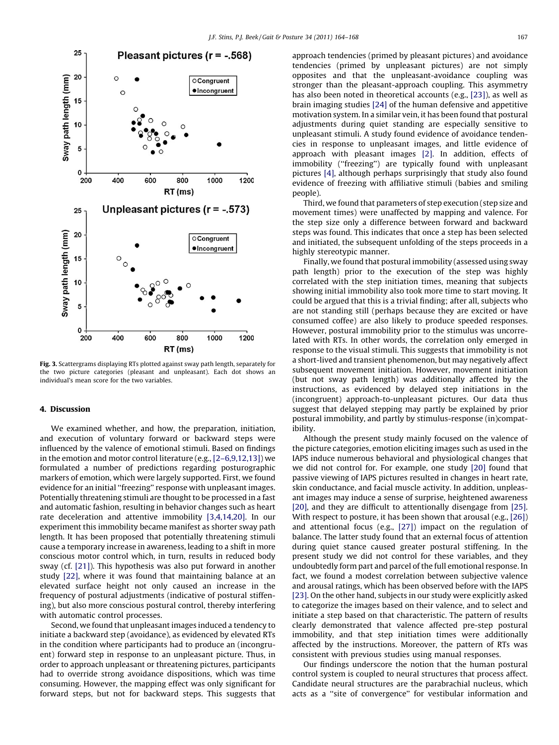**Fig. 3.** Scattergrams displaying RTs plotted against sway path length, separately for the two picture categories (pleasant and unpleasant). Each dot shows an individual's mean score for the two variables.

## 4. Discussion

We examined whether, and how, the preparation, initiation, and execution of voluntary forward or backward steps were influenced by the valence of emotional stimuli. Based on findings in the emotion and motor control literature (e.g., [2–6,9,12,13]) we formulated a number of predictions regarding posturographic markers of emotion, which were largely supported. First, we found evidence for an initial "freezing" response with unpleasant images. Potentially threatening stimuli are thought to be processed in a fast and automatic fashion, resulting in behavior changes such as heart rate deceleration and attentive immobility [3,4,14,20]. In our experiment this immobility became manifest as shorter sway path length. It has been proposed that potentially threatening stimuli cause a temporary increase in awareness, leading to a shift in more conscious motor control which, in turn, results in reduced body sway (cf. [21]). This hypothesis was also put forward in another study [22], where it was found that maintaining balance at an elevated surface height not only caused an increase in the frequency of postural adjustments (indicative of postural stiffening), but also more conscious postural control, thereby interfering with automatic control processes.

Second, we found that unpleasant images induced a tendency to initiate a backward step (avoidance), as evidenced by elevated RTs in the condition where participants had to produce an (incongruent) forward step in response to an unpleasant picture. Thus, in order to approach unpleasant or threatening pictures, participants had to override strong avoidance dispositions, which was time consuming. However, the mapping effect was only significant for forward steps, but not for backward steps. This suggests that approach tendencies (primed by pleasant pictures) and avoidance tendencies (primed by unpleasant pictures) are not simply opposites and that the unpleasant-avoidance coupling was stronger than the pleasant-approach coupling. This asymmetry has also been noted in theoretical accounts (e.g., [23]), as well as brain imaging studies [24] of the human defensive and appetitive motivation system. In a similar vein, it has been found that postural adjustments during quiet standing are especially sensitive to unpleasant stimuli. A study found evidence of avoidance tendencies in response to unpleasant images, and little evidence of approach with pleasant images [2]. In addition, effects of immobility ("freezing") are typically found with unpleasant pictures [4], although perhaps surprisingly that study also found evidence of freezing with affiliative stimuli (babies and smiling people).

Third, we found that parameters of step execution (step size and movement times) were unaffected by mapping and valence. For the step size only a difference between forward and backward steps was found. This indicates that once a step has been selected and initiated, the subsequent unfolding of the steps proceeds in a highly stereotypic manner.

Finally, we found that postural immobility (assessed using sway path length) prior to the execution of the step was highly correlated with the step initiation times, meaning that subjects showing initial immobility also took more time to start moving. It could be argued that this is a trivial finding; after all, subjects who are not standing still (perhaps because they are excited or have consumed coffee) are also likely to produce speeded responses. However, postural immobility prior to the stimulus was uncorrelated with RTs. In other words, the correlation only emerged in response to the visual stimuli. This suggests that immobility is not a short-lived and transient phenomenon, but may negatively affect subsequent movement initiation. However, movement initiation (but not sway path length) was additionally affected by the instructions, as evidenced by delayed step initiations in the (incongruent) approach-to-unpleasant pictures. Our data thus suggest that delayed stepping may partly be explained by prior postural immobility, and partly by stimulus-response (in)compatibility.

Although the present study mainly focused on the valence of the picture categories, emotion eliciting images such as used in the IAPS induce numerous behavioral and physiological changes that we did not control for. For example, one study [20] found that passive viewing of IAPS pictures resulted in changes in heart rate, skin conductance, and facial muscle activity. In addition, unpleasant images may induce a sense of surprise, heightened awareness [20], and they are difficult to attentionally disengage from [25]. With respect to posture, it has been shown that arousal (e.g., [26]) and attentional focus (e.g., [27]) impact on the regulation of balance. The latter study found that an external focus of attention during quiet stance caused greater postural stiffening. In the present study we did not control for these variables, and they undoubtedly form part and parcel of the full emotional response. In fact, we found a modest correlation between subjective valence and arousal ratings, which has been observed before with the IAPS [23]. On the other hand, subjects in our study were explicitly asked to categorize the images based on their valence, and to select and initiate a step based on that characteristic. The pattern of results clearly demonstrated that valence affected pre-step postural immobility, and that step initiation times were additionally affected by the instructions. Moreover, the pattern of RTs was consistent with previous studies using manual responses.

Our findings underscore the notion that the human postural control system is coupled to neural structures that process affect. Candidate neural structures are the parabrachial nucleus, which acts as a "site of convergence" for vestibular information and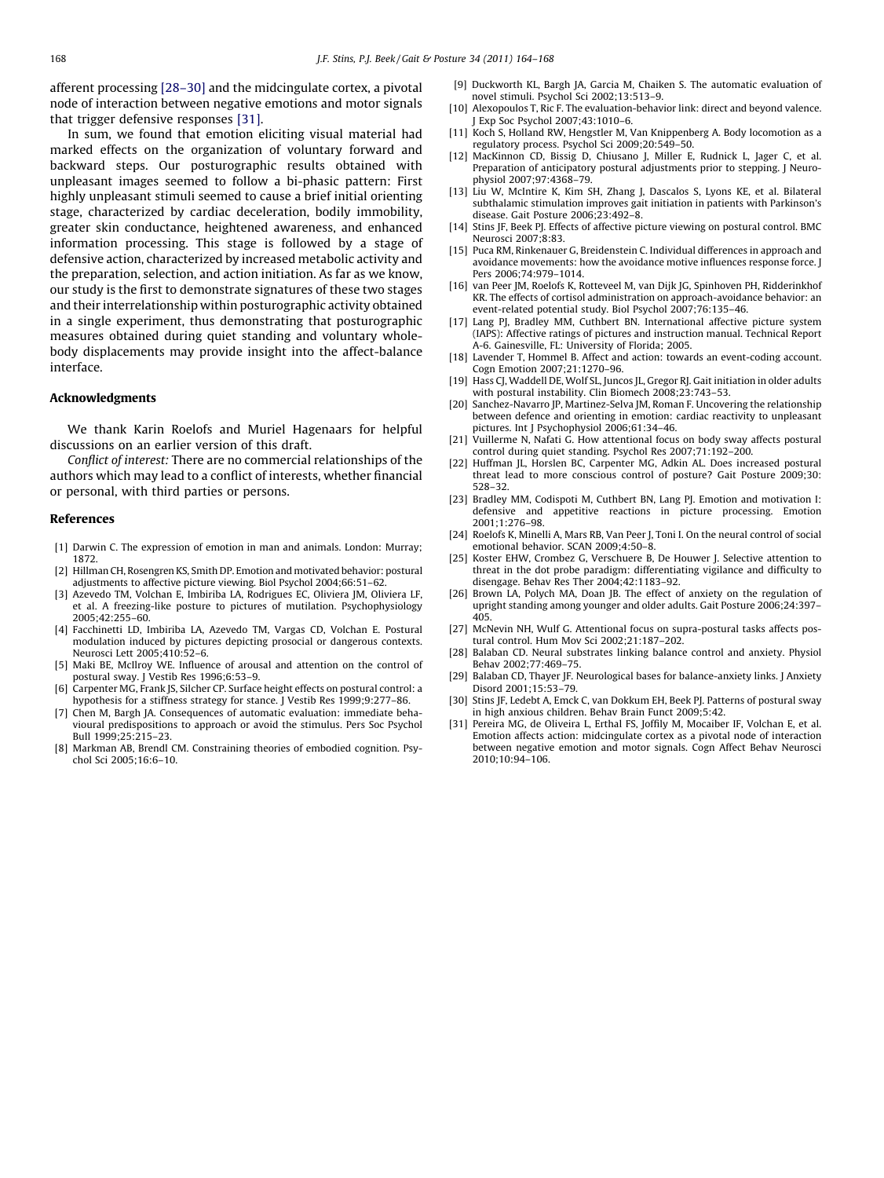afferent processing [28–30] and the midcingulate cortex, a pivotal node of interaction between negative emotions and motor signals that trigger defensive responses [31].

In sum, we found that emotion eliciting visual material had marked effects on the organization of voluntary forward and backward steps. Our posturographic results obtained with unpleasant images seemed to follow a bi-phasic pattern: First highly unpleasant stimuli seemed to cause a brief initial orienting stage, characterized by cardiac deceleration, bodily immobility, greater skin conductance, heightened awareness, and enhanced information processing. This stage is followed by a stage of defensive action, characterized by increased metabolic activity and the preparation, selection, and action initiation. As far as we know, our study is the first to demonstrate signatures of these two stages and their interrelationship within posturographic activity obtained in a single experiment, thus demonstrating that posturographic measures obtained during quiet standing and voluntary whole-body displacements may provide insight into the affect-balance interface.

## Acknowledgments

We thank Karin Roelofs and Muriel Hagenaars for helpful discussions on an earlier version of this draft.

*Conflict of interest:* There are no commercial relationships of the authors which may lead to a conflict of interests, whether financial or personal, with third parties or persons.

## References

[1] Darwin C. The expression of emotion in man and animals. London: Murray; 1872.

[2] Hillman CH, Rosengren KS, Smith DP. Emotion and motivated behavior: postural adjustments to affective picture viewing. Biol Psychol 2004;66:51–62.

[3] Azevedo TM, Volchan E, Imbiriba LA, Rodrigues EC, Oliviera JM, Oliviera LF, et al. A freezing-like posture to pictures of mutilation. Psychophysiology 2005;42:255–60.

[4] Facchinetti LD, Imbiriba LA, Azevedo TM, Vargas CD, Volchan E. Postural modulation induced by pictures depicting prosocial or dangerous contexts. Neurosci Lett 2005;410:52–6.

[5] Maki BE, McIlroy WE. Influence of arousal and attention on the control of postural sway. J Vestib Res 1996;6:53–9.

[6] Carpenter MG, Frank JS, Silcher CP. Surface height effects on postural control: a hypothesis for a stiffness strategy for stance. J Vestib Res 1999;9:277–86.

[7] Chen M, Bargh JA. Consequences of automatic evaluation: immediate behavioural predispositions to approach or avoid the stimulus. Pers Soc Psychol Bull 1999;25:215–23.

[8] Markman AB, Brendl CM. Constraining theories of embodied cognition. Psychol Sci 2005;16:6–10.

[9] Duckworth KL, Bargh JA, Garcia M, Chaiken S. The automatic evaluation of novel stimuli. Psychol Sci 2002;13:513–9.

[10] Alexopoulos T, Ric F. The evaluation-behavior link: direct and beyond valence. J Exp Soc Psychol 2007;43:1010–6.

[11] Koch S, Holland RW, Hengstler M, Van Knippenberg A. Body locomotion as a regulatory process. Psychol Sci 2009;20:549–50.

[12] MacKinnon CD, Bissig D, Chiusano J, Miller E, Rudnick L, Jager C, et al. Preparation of anticipatory postural adjustments prior to stepping. J Neurophysiol 2007;97:4368–79.

[13] Liu W, McIntire K, Kim SH, Zhang J, Dascalos S, Lyons KE, et al. Bilateral subthalamic stimulation improves gait initiation in patients with Parkinson's disease. Gait Posture 2006;23:492–8.

[14] Stins JF, Beek PJ. Effects of affective picture viewing on postural control. BMC Neurosci 2007;8:83.

[15] Puca RM, Rinkenauer G, Breidenstein C. Individual differences in approach and avoidance movements: how the avoidance motive influences response force. J Pers 2006;74:979–1014.

[16] van Peer JM, Roelofs K, Rotteveel M, van Dijk JG, Spinhoven PH, Ridderinkhof KR. The effects of cortisol administration on approach-avoidance behavior: an event-related potential study. Biol Psychol 2007;76:135–46.

[17] Lang PJ, Bradley MM, Cuthbert BN. International affective picture system (IAPS): Affective ratings of pictures and instruction manual. Technical Report A-6. Gainesville, FL: University of Florida; 2005.

[18] Lavender T, Hommel B. Affect and action: towards an event-coding account. Cogn Emotion 2007;21:1270–96.

[19] Hass CJ, Waddell DE, Wolf SL, Juncos JL, Gregor RJ. Gait initiation in older adults with postural instability. Clin Biomech 2008;23:743–53.

[20] Sanchez-Navarro JP, Martinez-Selva JM, Roman F. Uncovering the relationship between defence and orienting in emotion: cardiac reactivity to unpleasant pictures. Int J Psychophysiol 2006;61:34–46.

[21] Vuillerme N, Nafati G. How attentional focus on body sway affects postural control during quiet standing. Psychol Res 2007;71:192–200.

[22] Huffman JL, Horslen BC, Carpenter MG, Adkin AL. Does increased postural threat lead to more conscious control of posture? Gait Posture 2009;30:528–32.

[23] Bradley MM, Codispoti M, Cuthbert BN, Lang PJ. Emotion and motivation I: defensive and appetitive reactions in picture processing. Emotion 2001;1:276–98.

[24] Roelofs K, Minelli A, Mars RB, Van Peer J, Toni I. On the neural control of social emotional behavior. SCAN 2009;4:50–8.

[25] Koster EHW, Crombez G, Verschuere B, De Houwer J. Selective attention to threat in the dot probe paradigm: differentiating vigilance and difficulty to disengage. Behav Res Ther 2004;42:1183–92.

[26] Brown LA, Polych MA, Doan JB. The effect of anxiety on the regulation of upright standing among younger and older adults. Gait Posture 2006;24:397–405.

[27] McNevin NH, Wulf G. Attentional focus on supra-postural tasks affects postural control. Hum Mov Sci 2002;21:187–202.

[28] Balaban CD. Neural substrates linking balance control and anxiety. Physiol Behav 2002;77:469–75.

[29] Balaban CD, Thayer JF. Neurological bases for balance-anxiety links. J Anxiety Disord 2001;15:53–79.

[30] Stins JF, Ledebt A, Emck C, van Dokkum EH, Beek PJ. Patterns of postural sway in high anxious children. Behav Brain Funct 2009;5:42.

[31] Pereira MG, de Oliveira L, Erthal FS, Joffily M, Mocaiber IF, Volchan E, et al. Emotion affects action: midcingulate cortex as a pivotal node of interaction between negative emotion and motor signals. Cogn Affect Behav Neurosci 2010;10:94–106.